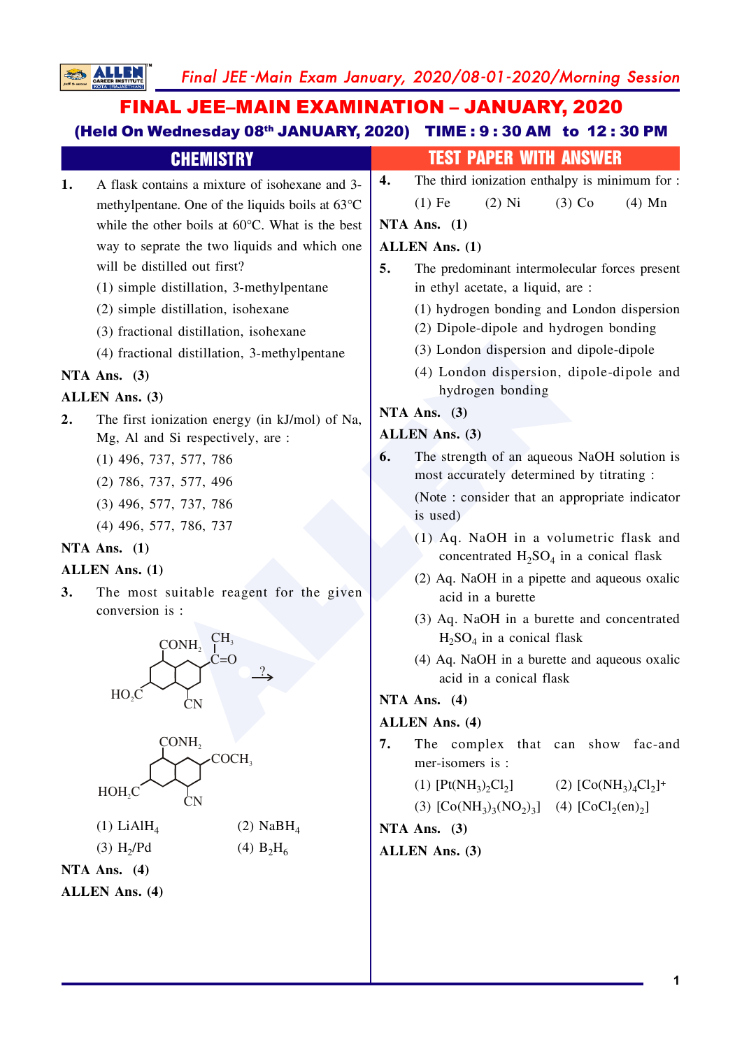# FINAL JEE–MAIN EXAMINATION – JANUARY, 2020

**(Held On Wednesday 08th JANUARY, 2020) TIME : 9 : 30 AM to 12 : 30 PM**

## CHEMISTRY — TEST PAPER WITH ANSWER

**1.** A flask contains a mixture of isohexane and 3-methylpentane. One of the liquids boils at 63°C while the other boils at 60°C. What is the best way to seprate the two liquids and which one will be distilled out first?

(1) simple distillation, 3-methylpentane

(2) simple distillation, isohexane

(3) fractional distillation, isohexane

(4) fractional distillation, 3-methylpentane

**NTA Ans. (3)**

**ALLEN Ans. (3)**

**2.** The first ionization energy (in kJ/mol) of Na, Mg, Al and Si respectively, are :

(1) 496, 737, 577, 786

(2) 786, 737, 577, 496

(3) 496, 577, 737, 786

(4) 496, 577, 786, 737

**NTA Ans. (1)**

**ALLEN Ans. (1)**

**3.** The most suitable reagent for the given conversion is :

Reactant (bicyclic ring) with substituents: $CONH_2$, $C(=O)CH_3$, $HO_2C$, $CN$ $\xrightarrow{?}$ Product with substituents: $CONH_2$, $COCH_3$, $HOH_2C$, $CN$

(1) $LiAlH_4$ (2) $NaBH_4$

(3) $H_2/Pd$ (4) $B_2H_6$

**NTA Ans. (4)**

**ALLEN Ans. (4)**

**4.** The third ionization enthalpy is minimum for :

(1) Fe (2) Ni (3) Co (4) Mn

**NTA Ans. (1)**

**ALLEN Ans. (1)**

**5.** The predominant intermolecular forces present in ethyl acetate, a liquid, are :

(1) hydrogen bonding and London dispersion

(2) Dipole-dipole and hydrogen bonding

(3) London dispersion and dipole-dipole

(4) London dispersion, dipole-dipole and hydrogen bonding

**NTA Ans. (3)**

**ALLEN Ans. (3)**

**6.** The strength of an aqueous NaOH solution is most accurately determined by titrating :

(Note : consider that an appropriate indicator is used)

(1) Aq. NaOH in a volumetric flask and concentrated $H_2SO_4$ in a conical flask

(2) Aq. NaOH in a pipette and aqueous oxalic acid in a burette

(3) Aq. NaOH in a burette and concentrated $H_2SO_4$ in a conical flask

(4) Aq. NaOH in a burette and aqueous oxalic acid in a conical flask

**NTA Ans. (4)**

**ALLEN Ans. (4)**

**7.** The complex that can show fac-and mer-isomers is :

(1) $[Pt(NH_3)_2Cl_2]$ (2) $[Co(NH_3)_4Cl_2]^+$

(3) $[Co(NH_3)_3(NO_2)_3]$ (4) $[CoCl_2(en)_2]$

**NTA Ans. (3)**

**ALLEN Ans. (3)**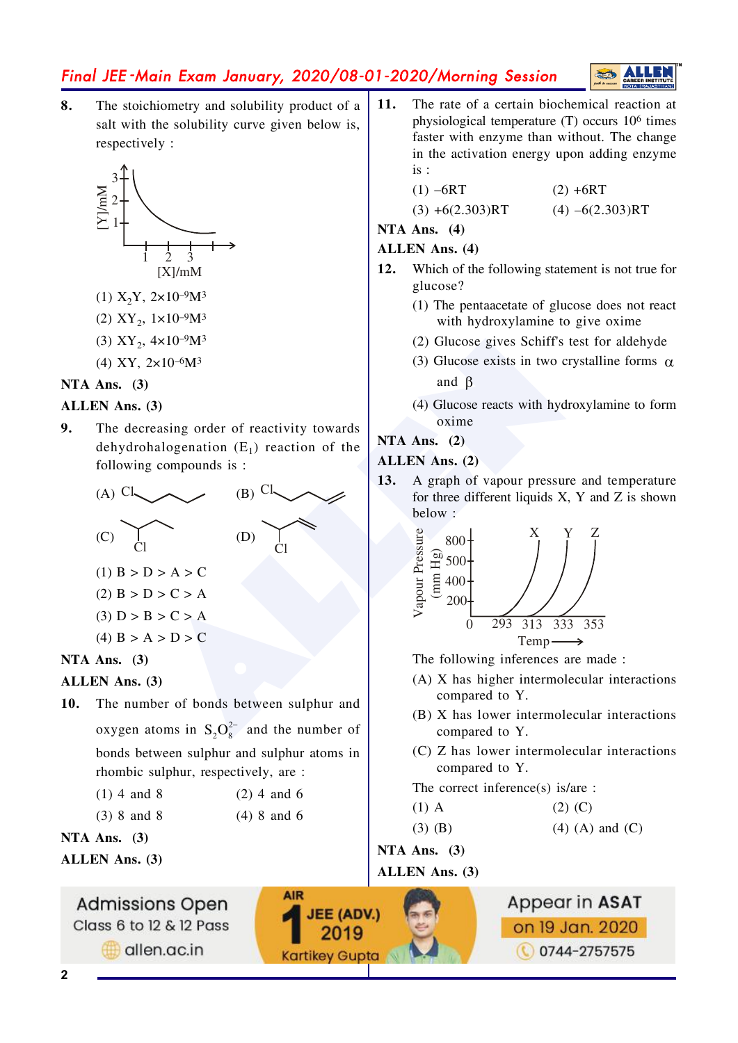**8.** The stoichiometry and solubility product of a salt with the solubility curve given below is, respectively :

(1) $X_2Y$, $2\times10^{-9}M^3$

(2) $XY_2$, $1\times10^{-9}M^3$

(3) $XY_2$, $4\times10^{-9}M^3$

(4) $XY$, $2\times10^{-6}M^3$

**NTA Ans. (3)**

**ALLEN Ans. (3)**

**9.** The decreasing order of reactivity towards dehydrohalogenation ($E_1$) reaction of the following compounds is :

(A) (B) (C) (D)

(1) B > D > A > C

(2) B > D > C > A

(3) D > B > C > A

(4) B > A > D > C

**NTA Ans. (3)**

**ALLEN Ans. (3)**

**10.** The number of bonds between sulphur and oxygen atoms in $S_2O_8^{2-}$ and the number of bonds between sulphur and sulphur atoms in rhombic sulphur, respectively, are :

(1) 4 and 8 (2) 4 and 6

(3) 8 and 8 (4) 8 and 6

**NTA Ans. (3)**

**ALLEN Ans. (3)**

**11.** The rate of a certain biochemical reaction at physiological temperature (T) occurs $10^6$ times faster with enzyme than without. The change in the activation energy upon adding enzyme is :

(1) –6RT (2) +6RT

(3) +6(2.303)RT (4) –6(2.303)RT

**NTA Ans. (4)**

**ALLEN Ans. (4)**

**12.** Which of the following statement is not true for glucose?

(1) The pentaacetate of glucose does not react with hydroxylamine to give oxime

(2) Glucose gives Schiff's test for aldehyde

(3) Glucose exists in two crystalline forms $\alpha$ and $\beta$

(4) Glucose reacts with hydroxylamine to form oxime

**NTA Ans. (2)**

**ALLEN Ans. (2)**

**13.** A graph of vapour pressure and temperature for three different liquids X, Y and Z is shown below :

The following inferences are made :

(A) X has higher intermolecular interactions compared to Y.

(B) X has lower intermolecular interactions compared to Y.

(C) Z has lower intermolecular interactions compared to Y.

The correct inference(s) is/are :

(1) A (2) (C)

(3) (B) (4) (A) and (C)

**NTA Ans. (3)**

**ALLEN Ans. (3)**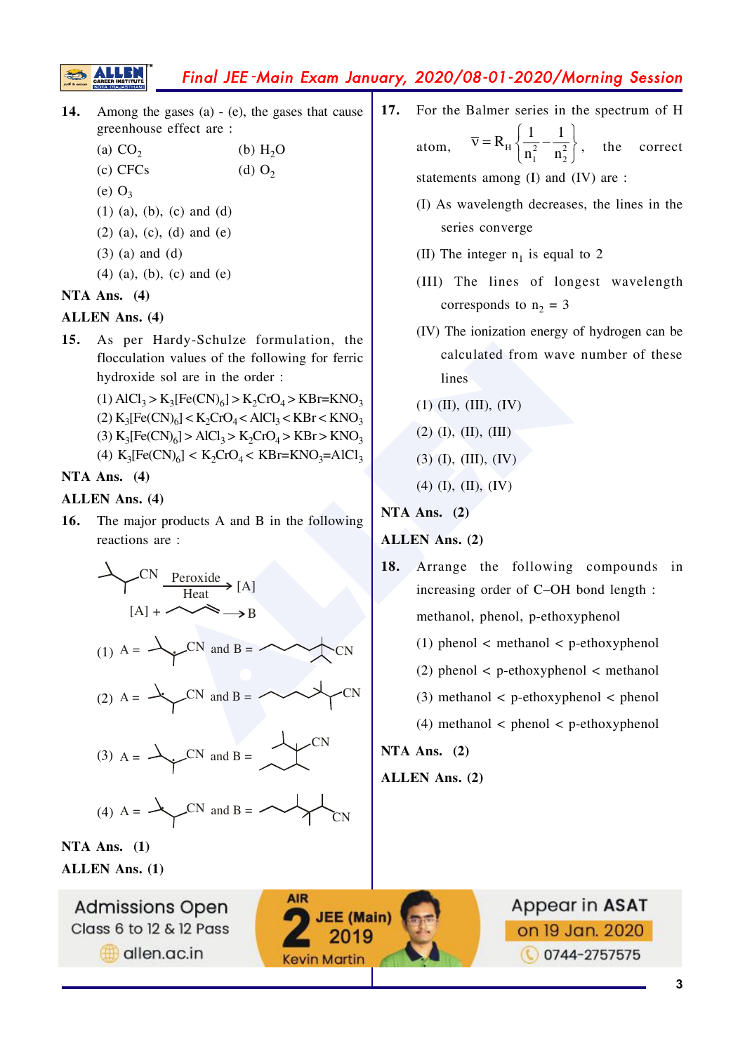**14.** Among the gases (a) - (e), the gases that cause greenhouse effect are :

(a) $CO_2$ (b) $H_2O$

(c) CFCs (d) $O_2$

(e) $O_3$

(1) (a), (b), (c) and (d)

(2) (a), (c), (d) and (e)

(3) (a) and (d)

(4) (a), (b), (c) and (e)

**NTA Ans. (4)**

**ALLEN Ans. (4)**

**15.** As per Hardy-Schulze formulation, the flocculation values of the following for ferric hydroxide sol are in the order :

(1) $AlCl_3 > K_3[Fe(CN)_6] > K_2CrO_4 > KBr = KNO_3$

(2) $K_3[Fe(CN)_6] < K_2CrO_4 < AlCl_3 < KBr < KNO_3$

(3) $K_3[Fe(CN)_6] > AlCl_3 > K_2CrO_4 > KBr > KNO_3$

(4) $K_3[Fe(CN)_6] < K_2CrO_4 < KBr = KNO_3 = AlCl_3$

**NTA Ans. (4)**

**ALLEN Ans. (4)**

**16.** The major products A and B in the following reactions are :

$$\text{(CH}_3)_2\text{CH-CH}_2\text{CN} \xrightarrow[\text{Heat}]{\text{Peroxide}} [A]$$

$$[A] + \text{CH}_2\text{=CH-CH=CH-CH}_3 \longrightarrow B$$

(1) A = (radical structure) and B = (structure with CN)

(2) A = (radical structure) and B = (structure with CN)

(3) A = (radical structure) and B = (structure with CN)

(4) A = (radical structure) and B = (structure with CN)

**NTA Ans. (1)**

**ALLEN Ans. (1)**

**17.** For the Balmer series in the spectrum of H atom, $\bar{v} = R_H\left\{\frac{1}{n_1^2} - \frac{1}{n_2^2}\right\}$, the correct statements among (I) and (IV) are :

(I) As wavelength decreases, the lines in the series converge

(II) The integer $n_1$ is equal to 2

(III) The lines of longest wavelength corresponds to $n_2 = 3$

(IV) The ionization energy of hydrogen can be calculated from wave number of these lines

(1) (II), (III), (IV)

(2) (I), (II), (III)

(3) (I), (III), (IV)

(4) (I), (II), (IV)

**NTA Ans. (2)**

**ALLEN Ans. (2)**

**18.** Arrange the following compounds in increasing order of C–OH bond length :

methanol, phenol, p-ethoxyphenol

(1) phenol < methanol < p-ethoxyphenol

(2) phenol < p-ethoxyphenol < methanol

(3) methanol < p-ethoxyphenol < phenol

(4) methanol < phenol < p-ethoxyphenol

**NTA Ans. (2)**

**ALLEN Ans. (2)**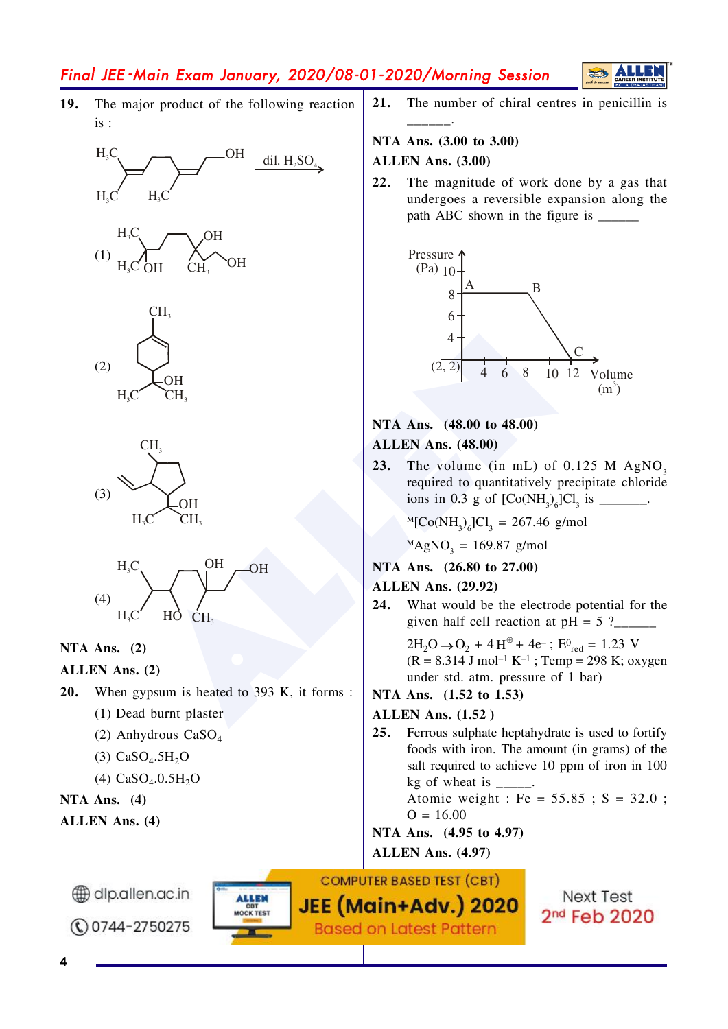**19.** The major product of the following reaction is :

H$_3$C, H$_3$C, H$_3$C, OH, dil. $H_2SO_4$

(1) H$_3$C, H$_3$C, OH, OH, CH$_3$, OH

(2) CH$_3$, H$_3$C, OH, CH$_3$

(3) CH$_3$, H$_3$C, OH, CH$_3$

(4) H$_3$C, H$_3$C, HO, OH, CH$_3$, OH

**NTA Ans. (2)**

**ALLEN Ans. (2)**

**20.** When gypsum is heated to 393 K, it forms :

(1) Dead burnt plaster

(2) Anhydrous $CaSO_4$

(3) $CaSO_4.5H_2O$

(4) $CaSO_4.0.5H_2O$

**NTA Ans. (4)**

**ALLEN Ans. (4)**

**21.** The number of chiral centres in penicillin is ______.

**NTA Ans. (3.00 to 3.00)**

**ALLEN Ans. (3.00)**

**22.** The magnitude of work done by a gas that undergoes a reversible expansion along the path ABC shown in the figure is ______

Pressure (Pa)
10, 8, 6, 4
A, B, C
(2, 2)
4, 6, 8, 10, 12
Volume ($m^3$)

**NTA Ans. (48.00 to 48.00)**

**ALLEN Ans. (48.00)**

**23.** The volume (in mL) of 0.125 M $AgNO_3$ required to quantitatively precipitate chloride ions in 0.3 g of $[Co(NH_3)_6]Cl_3$ is _______.

$M_{[Co(NH_3)_6]Cl_3}$ = 267.46 g/mol

$M_{AgNO_3}$ = 169.87 g/mol

**NTA Ans. (26.80 to 27.00)**

**ALLEN Ans. (29.92)**

**24.** What would be the electrode potential for the given half cell reaction at pH = 5 ?______

$2H_2O \rightarrow O_2 + 4H^{\oplus} + 4e^-$ ; $E^0_{red}$ = 1.23 V

(R = 8.314 J mol$^{-1}$ K$^{-1}$ ; Temp = 298 K; oxygen under std. atm. pressure of 1 bar)

**NTA Ans. (1.52 to 1.53)**

**ALLEN Ans. (1.52 )**

**25.** Ferrous sulphate heptahydrate is used to fortify foods with iron. The amount (in grams) of the salt required to achieve 10 ppm of iron in 100 kg of wheat is _____.

Atomic weight : Fe = 55.85 ; S = 32.0 ; O = 16.00

**NTA Ans. (4.95 to 4.97)**

**ALLEN Ans. (4.97)**